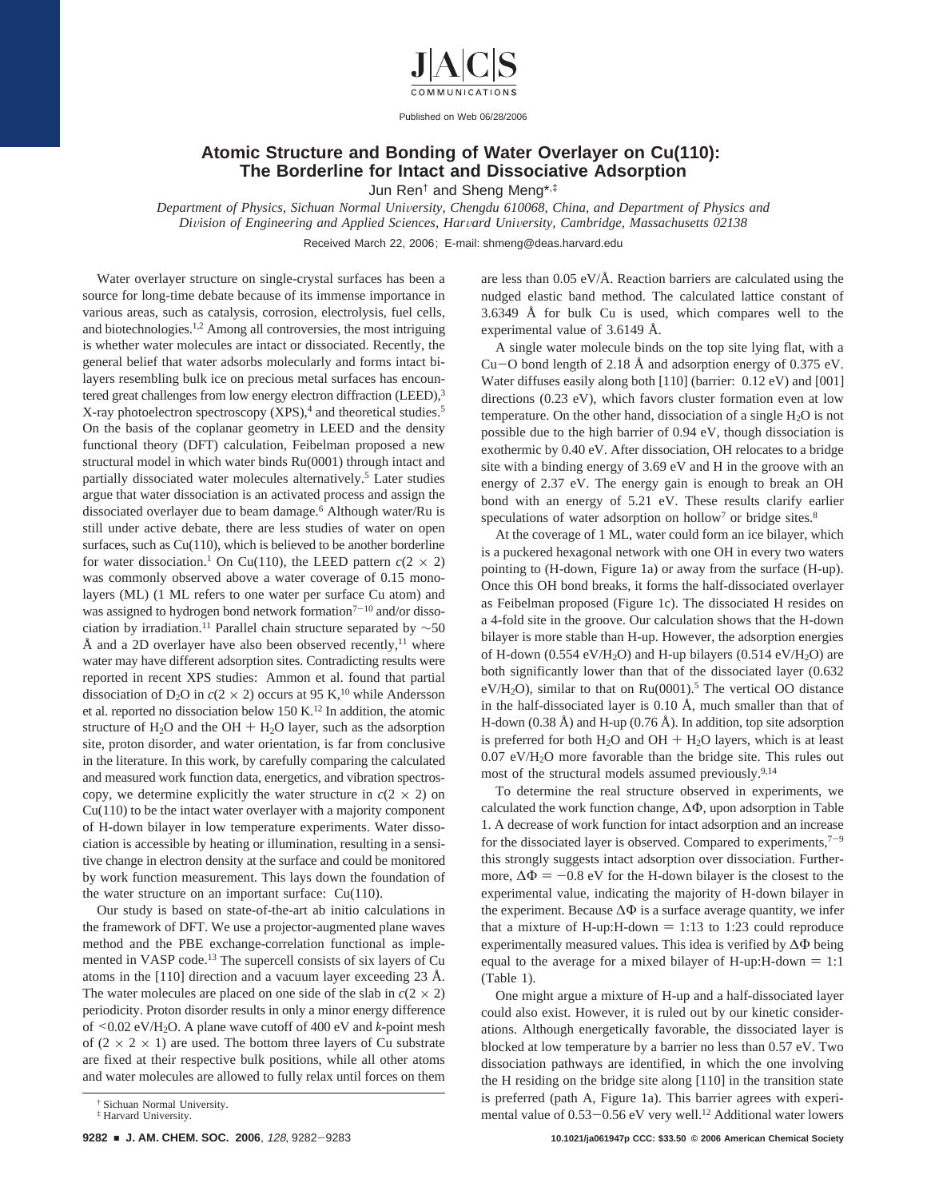# Atomic Structure and Bonding of Water Overlayer on Cu(110): The Borderline for Intact and Dissociative Adsorption

Jun Ren[†] and Sheng Meng*[,‡]

*Department of Physics, Sichuan Normal University, Chengdu 610068, China, and Department of Physics and Division of Engineering and Applied Sciences, Harvard University, Cambridge, Massachusetts 02138*

Received March 22, 2006; E-mail: shmeng@deas.harvard.edu

Water overlayer structure on single-crystal surfaces has been a source for long-time debate because of its immense importance in various areas, such as catalysis, corrosion, electrolysis, fuel cells, and biotechnologies.[1,2] Among all controversies, the most intriguing is whether water molecules are intact or dissociated. Recently, the general belief that water adsorbs molecularly and forms intact bilayers resembling bulk ice on precious metal surfaces has encountered great challenges from low energy electron diffraction (LEED),[3] X-ray photoelectron spectroscopy (XPS),[4] and theoretical studies.[5] On the basis of the coplanar geometry in LEED and the density functional theory (DFT) calculation, Feibelman proposed a new structural model in which water binds Ru(0001) through intact and partially dissociated water molecules alternatively.[5] Later studies argue that water dissociation is an activated process and assign the dissociated overlayer due to beam damage.[6] Although water/Ru is still under active debate, there are less studies of water on open surfaces, such as Cu(110), which is believed to be another borderline for water dissociation.[1] On Cu(110), the LEED pattern $c(2 \times 2)$ was commonly observed above a water coverage of 0.15 monolayers (ML) (1 ML refers to one water per surface Cu atom) and was assigned to hydrogen bond network formation[7−10] and/or dissociation by irradiation.[11] Parallel chain structure separated by ~50 Å and a 2D overlayer have also been observed recently,[11] where water may have different adsorption sites. Contradicting results were reported in recent XPS studies: Ammon et al. found that partial dissociation of $D_2O$ in $c(2 \times 2)$ occurs at 95 K,[10] while Andersson et al. reported no dissociation below 150 K.[12] In addition, the atomic structure of $H_2O$ and the OH + $H_2O$ layer, such as the adsorption site, proton disorder, and water orientation, is far from conclusive in the literature. In this work, by carefully comparing the calculated and measured work function data, energetics, and vibration spectroscopy, we determine explicitly the water structure in $c(2 \times 2)$ on Cu(110) to be the intact water overlayer with a majority component of H-down bilayer in low temperature experiments. Water dissociation is accessible by heating or illumination, resulting in a sensitive change in electron density at the surface and could be monitored by work function measurement. This lays down the foundation of the water structure on an important surface: Cu(110).

Our study is based on state-of-the-art ab initio calculations in the framework of DFT. We use a projector-augmented plane waves method and the PBE exchange-correlation functional as implemented in VASP code.[13] The supercell consists of six layers of Cu atoms in the [110] direction and a vacuum layer exceeding 23 Å. The water molecules are placed on one side of the slab in $c(2 \times 2)$ periodicity. Proton disorder results in only a minor energy difference of <0.02 eV/$H_2O$. A plane wave cutoff of 400 eV and $k$-point mesh of $(2 \times 2 \times 1)$ are used. The bottom three layers of Cu substrate are fixed at their respective bulk positions, while all other atoms and water molecules are allowed to fully relax until forces on them are less than 0.05 eV/Å. Reaction barriers are calculated using the nudged elastic band method. The calculated lattice constant of 3.6349 Å for bulk Cu is used, which compares well to the experimental value of 3.6149 Å.

A single water molecule binds on the top site lying flat, with a Cu−O bond length of 2.18 Å and adsorption energy of 0.375 eV. Water diffuses easily along both [110] (barrier: 0.12 eV) and [001] directions (0.23 eV), which favors cluster formation even at low temperature. On the other hand, dissociation of a single $H_2O$ is not possible due to the high barrier of 0.94 eV, though dissociation is exothermic by 0.40 eV. After dissociation, OH relocates to a bridge site with a binding energy of 3.69 eV and H in the groove with an energy of 2.37 eV. The energy gain is enough to break an OH bond with an energy of 5.21 eV. These results clarify earlier speculations of water adsorption on hollow[7] or bridge sites.[8]

At the coverage of 1 ML, water could form an ice bilayer, which is a puckered hexagonal network with one OH in every two waters pointing to (H-down, Figure 1a) or away from the surface (H-up). Once this OH bond breaks, it forms the half-dissociated overlayer as Feibelman proposed (Figure 1c). The dissociated H resides on a 4-fold site in the groove. Our calculation shows that the H-down bilayer is more stable than H-up. However, the adsorption energies of H-down (0.554 eV/$H_2O$) and H-up bilayers (0.514 eV/$H_2O$) are both significantly lower than that of the dissociated layer (0.632 eV/$H_2O$), similar to that on Ru(0001).[5] The vertical OO distance in the half-dissociated layer is 0.10 Å, much smaller than that of H-down (0.38 Å) and H-up (0.76 Å). In addition, top site adsorption is preferred for both $H_2O$ and OH + $H_2O$ layers, which is at least 0.07 eV/$H_2O$ more favorable than the bridge site. This rules out most of the structural models assumed previously.[9,14]

To determine the real structure observed in experiments, we calculated the work function change, $\Delta\Phi$, upon adsorption in Table 1. A decrease of work function for intact adsorption and an increase for the dissociated layer is observed. Compared to experiments,[7−9] this strongly suggests intact adsorption over dissociation. Furthermore, $\Delta\Phi = -0.8$ eV for the H-down bilayer is the closest to the experimental value, indicating the majority of H-down bilayer in the experiment. Because $\Delta\Phi$ is a surface average quantity, we infer that a mixture of H-up:H-down = 1:13 to 1:23 could reproduce experimentally measured values. This idea is verified by $\Delta\Phi$ being equal to the average for a mixed bilayer of H-up:H-down = 1:1 (Table 1).

One might argue a mixture of H-up and a half-dissociated layer could also exist. However, it is ruled out by our kinetic considerations. Although energetically favorable, the dissociated layer is blocked at low temperature by a barrier no less than 0.57 eV. Two dissociation pathways are identified, in which the one involving the H residing on the bridge site along [110] in the transition state is preferred (path A, Figure 1a). This barrier agrees with experimental value of 0.53−0.56 eV very well.[12] Additional water lowers

[†] Sichuan Normal University.
[‡] Harvard University.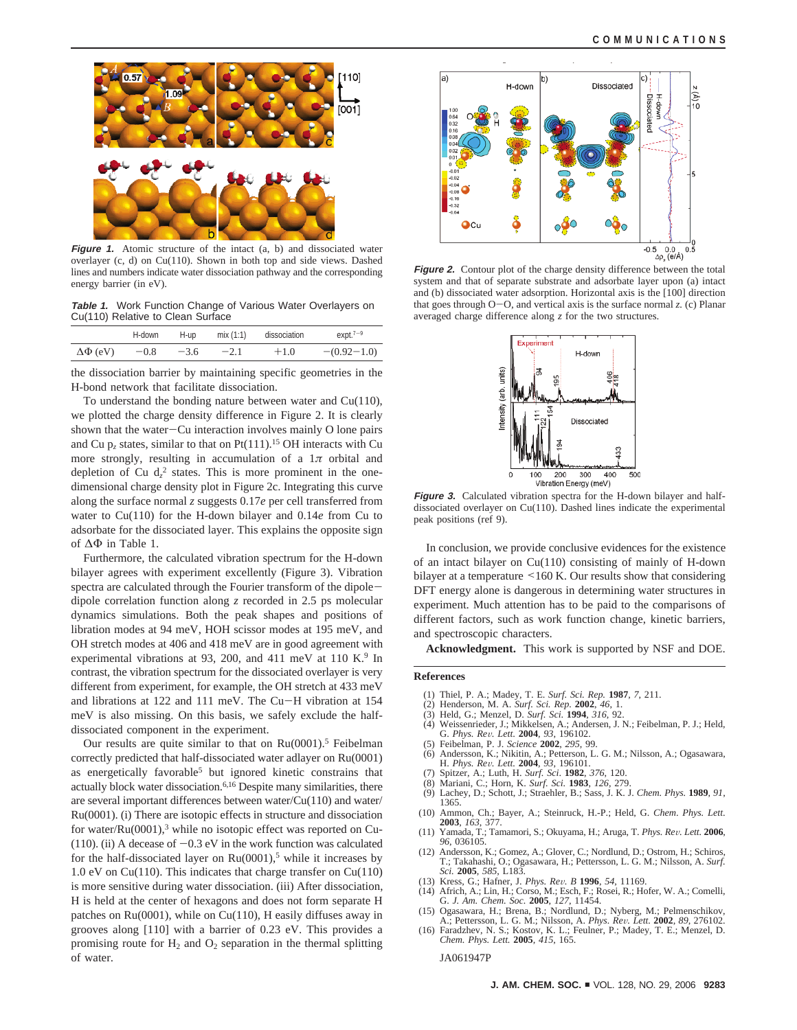*Figure 1.* Atomic structure of the intact (a, b) and dissociated water overlayer (c, d) on Cu(110). Shown in both top and side views. Dashed lines and numbers indicate water dissociation pathway and the corresponding energy barrier (in eV).

**Table 1.** Work Function Change of Various Water Overlayers on Cu(110) Relative to Clean Surface

| | H-down | H-up | mix (1:1) | dissociation | expt.[7–9] |
|---|---|---|---|---|---|
| ΔΦ (eV) | −0.8 | −3.6 | −2.1 | +1.0 | −(0.92−1.0) |

the dissociation barrier by maintaining specific geometries in the H-bond network that facilitate dissociation.

To understand the bonding nature between water and Cu(110), we plotted the charge density difference in Figure 2. It is clearly shown that the water−Cu interaction involves mainly O lone pairs and Cu $p_z$ states, similar to that on Pt(111).[15] OH interacts with Cu more strongly, resulting in accumulation of a 1$\pi$ orbital and depletion of Cu $d_{z^2}$ states. This is more prominent in the one-dimensional charge density plot in Figure 2c. Integrating this curve along the surface normal *z* suggests 0.17*e* per cell transferred from water to Cu(110) for the H-down bilayer and 0.14*e* from Cu to adsorbate for the dissociated layer. This explains the opposite sign of ΔΦ in Table 1.

Furthermore, the calculated vibration spectrum for the H-down bilayer agrees with experiment excellently (Figure 3). Vibration spectra are calculated through the Fourier transform of the dipole−dipole correlation function along *z* recorded in 2.5 ps molecular dynamics simulations. Both the peak shapes and positions of libration modes at 94 meV, HOH scissor modes at 195 meV, and OH stretch modes at 406 and 418 meV are in good agreement with experimental vibrations at 93, 200, and 411 meV at 110 K.[9] In contrast, the vibration spectrum for the dissociated overlayer is very different from experiment, for example, the OH stretch at 433 meV and librations at 122 and 111 meV. The Cu−H vibration at 154 meV is also missing. On this basis, we safely exclude the half-dissociated component in the experiment.

Our results are quite similar to that on Ru(0001).[5] Feibelman correctly predicted that half-dissociated water adlayer on Ru(0001) as energetically favorable[5] but kinetic constrains that actually block water dissociation.[6,16] Despite many similarities, there are several important differences between water/Cu(110) and water/Ru(0001). (i) There are isotopic effects in structure and dissociation for water/Ru(0001),[3] while no isotopic effect was reported on Cu(110). (ii) A decease of −0.3 eV in the work function was calculated for the half-dissociated layer on Ru(0001),[5] while it increases by 1.0 eV on Cu(110). This indicates that charge transfer on Cu(110) is more sensitive during water dissociation. (iii) After dissociation, H is held at the center of hexagons and does not form separate H patches on Ru(0001), while on Cu(110), H easily diffuses away in grooves along [110] with a barrier of 0.23 eV. This provides a promising route for $H_2$ and $O_2$ separation in the thermal splitting of water.

*Figure 2.* Contour plot of the charge density difference between the total system and that of separate substrate and adsorbate layer upon (a) intact and (b) dissociated water adsorption. Horizontal axis is the [100] direction that goes through O−O, and vertical axis is the surface normal *z*. (c) Planar averaged charge difference along *z* for the two structures.

*Figure 3.* Calculated vibration spectra for the H-down bilayer and half-dissociated overlayer on Cu(110). Dashed lines indicate the experimental peak positions (ref 9).

In conclusion, we provide conclusive evidences for the existence of an intact bilayer on Cu(110) consisting of mainly of H-down bilayer at a temperature <160 K. Our results show that considering DFT energy alone is dangerous in determining water structures in experiment. Much attention has to be paid to the comparisons of different factors, such as work function change, kinetic barriers, and spectroscopic characters.

**Acknowledgment.** This work is supported by NSF and DOE.

## References

(1) Thiel, P. A.; Madey, T. E. *Surf. Sci. Rep.* **1987**, *7*, 211.
(2) Henderson, M. A. *Surf. Sci. Rep.* **2002**, *46*, 1.
(3) Held, G.; Menzel, D. *Surf. Sci.* **1994**, *316*, 92.
(4) Weissenrieder, J.; Mikkelsen, A.; Andersen, J. N.; Feibelman, P. J.; Held, G. *Phys. Rev. Lett.* **2004**, *93*, 196102.
(5) Feibelman, P. J. *Science* **2002**, *295*, 99.
(6) Andersson, K.; Nikitin, A.; Petterson, L. G. M.; Nilsson, A.; Ogasawara, H. *Phys. Rev. Lett.* **2004**, *93*, 196101.
(7) Spitzer, A.; Luth, H. *Surf. Sci.* **1982**, *376*, 120.
(8) Mariani, C.; Horn, K. *Surf. Sci.* **1983**, *126*, 279.
(9) Lachey, D.; Schott, J.; Straehler, B.; Sass, J. K. *J. Chem. Phys.* **1989**, *91*, 1365.
(10) Ammon, Ch.; Bayer, A.; Steinruck, H.-P.; Held, G. *Chem. Phys. Lett.* **2003**, *163*, 377.
(11) Yamada, T.; Tamamori, S.; Okuyama, H.; Aruga, T. *Phys. Rev. Lett.* **2006**, *96*, 036105.
(12) Andersson, K.; Gomez, A.; Glover, C.; Nordlund, D.; Ostrom, H.; Schiros, T.; Takahashi, O.; Ogasawara, H.; Pettersson, L. G. M.; Nilsson, A. *Surf. Sci.* **2005**, *585*, L183.
(13) Kress, G.; Hafner, J. *Phys. Rev. B* **1996**, *54*, 11169.
(14) Africh, A.; Lin, H.; Corso, M.; Esch, F.; Rosei, R.; Hofer, W. A.; Comelli, G. *J. Am. Chem. Soc.* **2005**, *127*, 11454.
(15) Ogasawara, H.; Brena, B.; Nordlund, D.; Nyberg, M.; Pelmenschikov, A.; Pettersson, L. G. M.; Nilsson, A. *Phys. Rev. Lett.* **2002**, *89*, 276102.
(16) Faradzhev, N. S.; Kostov, K. L.; Feulner, P.; Madey, T. E.; Menzel, D. *Chem. Phys. Lett.* **2005**, *415*, 165.

JA061947P